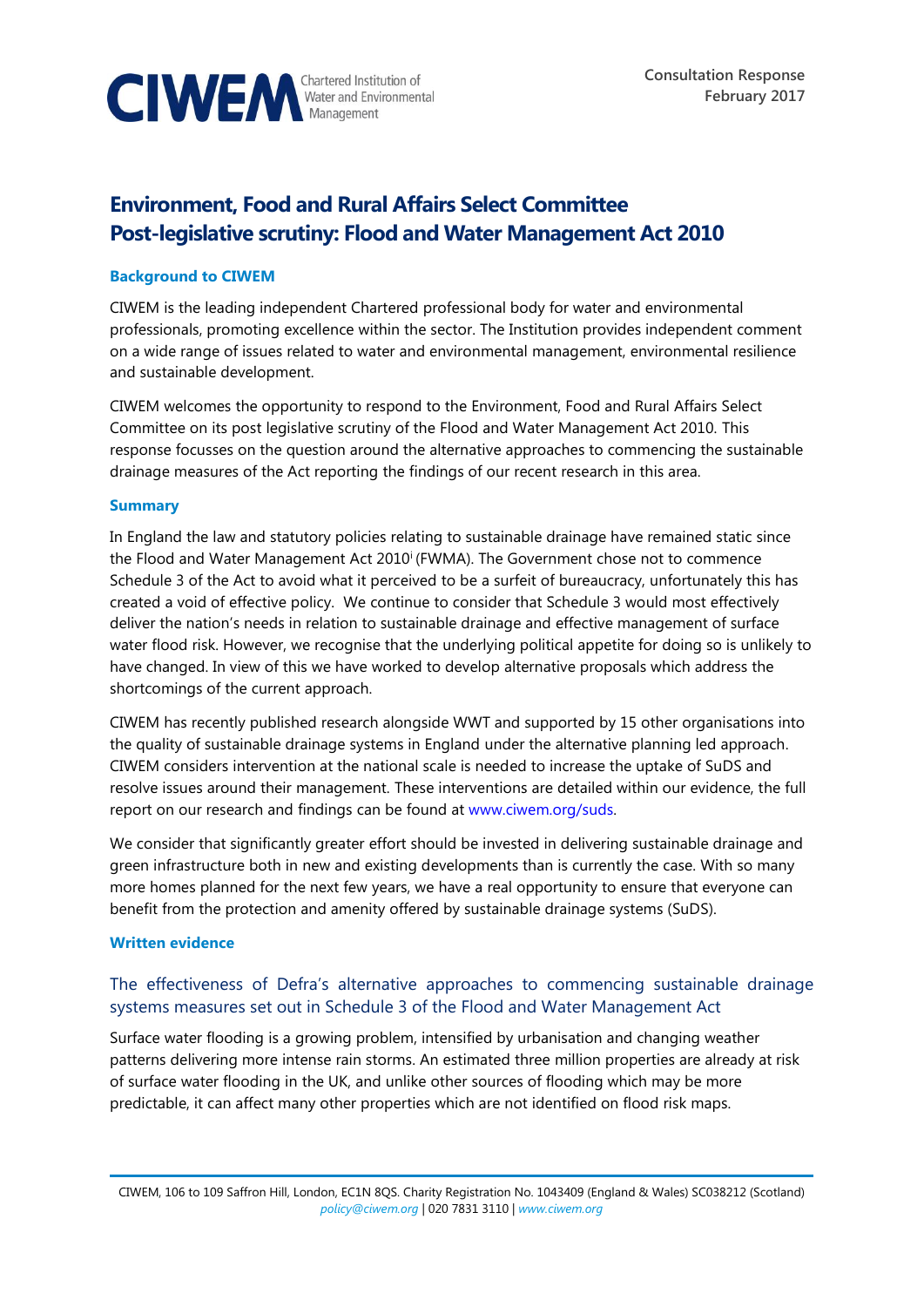CIWEM Chartered Institution of Water and Environmental Management

Consultation Response
February 2017

# Environment, Food and Rural Affairs Select Committee
# Post-legislative scrutiny: Flood and Water Management Act 2010

## Background to CIWEM

CIWEM is the leading independent Chartered professional body for water and environmental professionals, promoting excellence within the sector. The Institution provides independent comment on a wide range of issues related to water and environmental management, environmental resilience and sustainable development.

CIWEM welcomes the opportunity to respond to the Environment, Food and Rural Affairs Select Committee on its post legislative scrutiny of the Flood and Water Management Act 2010. This response focusses on the question around the alternative approaches to commencing the sustainable drainage measures of the Act reporting the findings of our recent research in this area.

## Summary

In England the law and statutory policies relating to sustainable drainage have remained static since the Flood and Water Management Act 2010[i] (FWMA). The Government chose not to commence Schedule 3 of the Act to avoid what it perceived to be a surfeit of bureaucracy, unfortunately this has created a void of effective policy. We continue to consider that Schedule 3 would most effectively deliver the nation's needs in relation to sustainable drainage and effective management of surface water flood risk. However, we recognise that the underlying political appetite for doing so is unlikely to have changed. In view of this we have worked to develop alternative proposals which address the shortcomings of the current approach.

CIWEM has recently published research alongside WWT and supported by 15 other organisations into the quality of sustainable drainage systems in England under the alternative planning led approach. CIWEM considers intervention at the national scale is needed to increase the uptake of SuDS and resolve issues around their management. These interventions are detailed within our evidence, the full report on our research and findings can be found at www.ciwem.org/suds.

We consider that significantly greater effort should be invested in delivering sustainable drainage and green infrastructure both in new and existing developments than is currently the case. With so many more homes planned for the next few years, we have a real opportunity to ensure that everyone can benefit from the protection and amenity offered by sustainable drainage systems (SuDS).

## Written evidence

### The effectiveness of Defra's alternative approaches to commencing sustainable drainage systems measures set out in Schedule 3 of the Flood and Water Management Act

Surface water flooding is a growing problem, intensified by urbanisation and changing weather patterns delivering more intense rain storms. An estimated three million properties are already at risk of surface water flooding in the UK, and unlike other sources of flooding which may be more predictable, it can affect many other properties which are not identified on flood risk maps.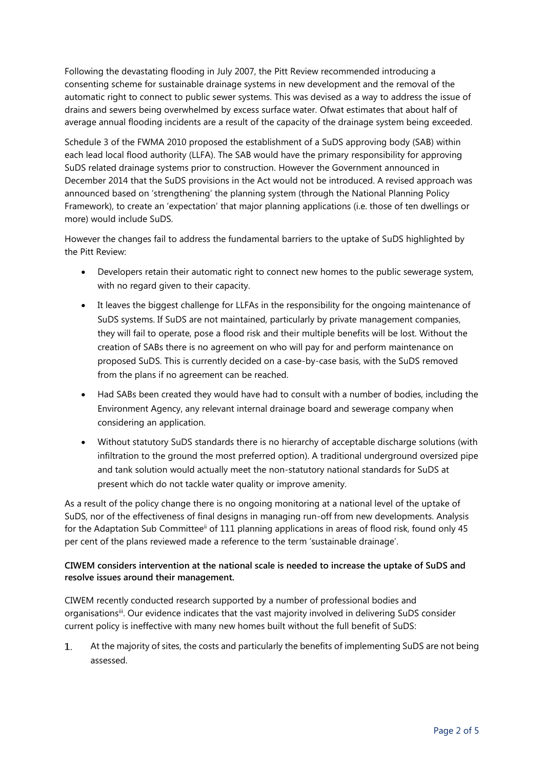Following the devastating flooding in July 2007, the Pitt Review recommended introducing a consenting scheme for sustainable drainage systems in new development and the removal of the automatic right to connect to public sewer systems. This was devised as a way to address the issue of drains and sewers being overwhelmed by excess surface water. Ofwat estimates that about half of average annual flooding incidents are a result of the capacity of the drainage system being exceeded.

Schedule 3 of the FWMA 2010 proposed the establishment of a SuDS approving body (SAB) within each lead local flood authority (LLFA). The SAB would have the primary responsibility for approving SuDS related drainage systems prior to construction. However the Government announced in December 2014 that the SuDS provisions in the Act would not be introduced. A revised approach was announced based on 'strengthening' the planning system (through the National Planning Policy Framework), to create an 'expectation' that major planning applications (i.e. those of ten dwellings or more) would include SuDS.

However the changes fail to address the fundamental barriers to the uptake of SuDS highlighted by the Pitt Review:

- Developers retain their automatic right to connect new homes to the public sewerage system, with no regard given to their capacity.
- It leaves the biggest challenge for LLFAs in the responsibility for the ongoing maintenance of SuDS systems. If SuDS are not maintained, particularly by private management companies, they will fail to operate, pose a flood risk and their multiple benefits will be lost. Without the creation of SABs there is no agreement on who will pay for and perform maintenance on proposed SuDS. This is currently decided on a case-by-case basis, with the SuDS removed from the plans if no agreement can be reached.
- Had SABs been created they would have had to consult with a number of bodies, including the Environment Agency, any relevant internal drainage board and sewerage company when considering an application.
- Without statutory SuDS standards there is no hierarchy of acceptable discharge solutions (with infiltration to the ground the most preferred option). A traditional underground oversized pipe and tank solution would actually meet the non-statutory national standards for SuDS at present which do not tackle water quality or improve amenity.

As a result of the policy change there is no ongoing monitoring at a national level of the uptake of SuDS, nor of the effectiveness of final designs in managing run-off from new developments. Analysis for the Adaptation Sub Committee[ii] of 111 planning applications in areas of flood risk, found only 45 per cent of the plans reviewed made a reference to the term 'sustainable drainage'.

**CIWEM considers intervention at the national scale is needed to increase the uptake of SuDS and resolve issues around their management.**

CIWEM recently conducted research supported by a number of professional bodies and organisations[iii]. Our evidence indicates that the vast majority involved in delivering SuDS consider current policy is ineffective with many new homes built without the full benefit of SuDS:

1. At the majority of sites, the costs and particularly the benefits of implementing SuDS are not being assessed.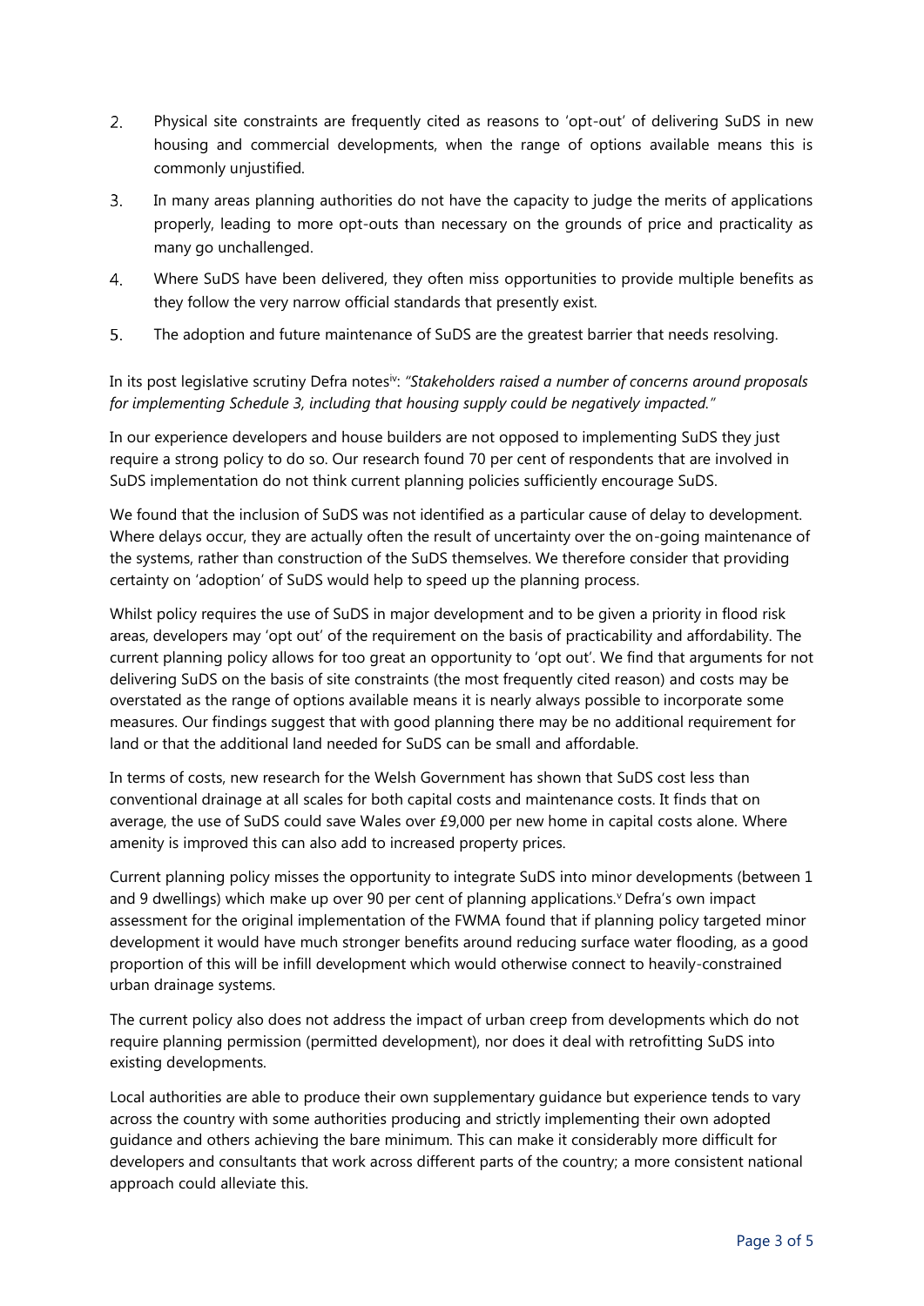2. Physical site constraints are frequently cited as reasons to 'opt-out' of delivering SuDS in new housing and commercial developments, when the range of options available means this is commonly unjustified.
3. In many areas planning authorities do not have the capacity to judge the merits of applications properly, leading to more opt-outs than necessary on the grounds of price and practicality as many go unchallenged.
4. Where SuDS have been delivered, they often miss opportunities to provide multiple benefits as they follow the very narrow official standards that presently exist.
5. The adoption and future maintenance of SuDS are the greatest barrier that needs resolving.

In its post legislative scrutiny Defra notes[iv]: *"Stakeholders raised a number of concerns around proposals for implementing Schedule 3, including that housing supply could be negatively impacted."*

In our experience developers and house builders are not opposed to implementing SuDS they just require a strong policy to do so. Our research found 70 per cent of respondents that are involved in SuDS implementation do not think current planning policies sufficiently encourage SuDS.

We found that the inclusion of SuDS was not identified as a particular cause of delay to development. Where delays occur, they are actually often the result of uncertainty over the on-going maintenance of the systems, rather than construction of the SuDS themselves. We therefore consider that providing certainty on 'adoption' of SuDS would help to speed up the planning process.

Whilst policy requires the use of SuDS in major development and to be given a priority in flood risk areas, developers may 'opt out' of the requirement on the basis of practicability and affordability. The current planning policy allows for too great an opportunity to 'opt out'. We find that arguments for not delivering SuDS on the basis of site constraints (the most frequently cited reason) and costs may be overstated as the range of options available means it is nearly always possible to incorporate some measures. Our findings suggest that with good planning there may be no additional requirement for land or that the additional land needed for SuDS can be small and affordable.

In terms of costs, new research for the Welsh Government has shown that SuDS cost less than conventional drainage at all scales for both capital costs and maintenance costs. It finds that on average, the use of SuDS could save Wales over £9,000 per new home in capital costs alone. Where amenity is improved this can also add to increased property prices.

Current planning policy misses the opportunity to integrate SuDS into minor developments (between 1 and 9 dwellings) which make up over 90 per cent of planning applications.[v] Defra's own impact assessment for the original implementation of the FWMA found that if planning policy targeted minor development it would have much stronger benefits around reducing surface water flooding, as a good proportion of this will be infill development which would otherwise connect to heavily-constrained urban drainage systems.

The current policy also does not address the impact of urban creep from developments which do not require planning permission (permitted development), nor does it deal with retrofitting SuDS into existing developments.

Local authorities are able to produce their own supplementary guidance but experience tends to vary across the country with some authorities producing and strictly implementing their own adopted guidance and others achieving the bare minimum. This can make it considerably more difficult for developers and consultants that work across different parts of the country; a more consistent national approach could alleviate this.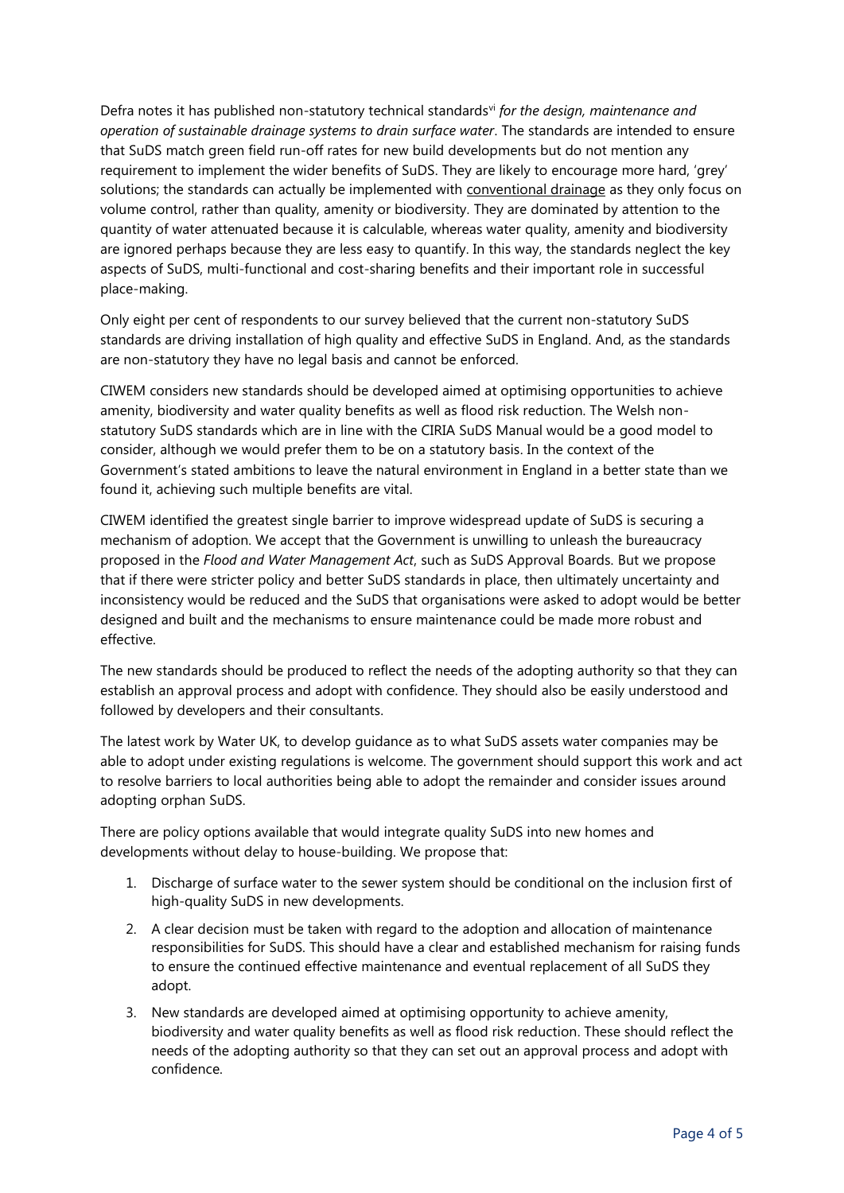Defra notes it has published non-statutory technical standards[vi] *for the design, maintenance and operation of sustainable drainage systems to drain surface water*. The standards are intended to ensure that SuDS match green field run-off rates for new build developments but do not mention any requirement to implement the wider benefits of SuDS. They are likely to encourage more hard, 'grey' solutions; the standards can actually be implemented with conventional drainage as they only focus on volume control, rather than quality, amenity or biodiversity. They are dominated by attention to the quantity of water attenuated because it is calculable, whereas water quality, amenity and biodiversity are ignored perhaps because they are less easy to quantify. In this way, the standards neglect the key aspects of SuDS, multi-functional and cost-sharing benefits and their important role in successful place-making.

Only eight per cent of respondents to our survey believed that the current non-statutory SuDS standards are driving installation of high quality and effective SuDS in England. And, as the standards are non-statutory they have no legal basis and cannot be enforced.

CIWEM considers new standards should be developed aimed at optimising opportunities to achieve amenity, biodiversity and water quality benefits as well as flood risk reduction. The Welsh non-statutory SuDS standards which are in line with the CIRIA SuDS Manual would be a good model to consider, although we would prefer them to be on a statutory basis. In the context of the Government's stated ambitions to leave the natural environment in England in a better state than we found it, achieving such multiple benefits are vital.

CIWEM identified the greatest single barrier to improve widespread update of SuDS is securing a mechanism of adoption. We accept that the Government is unwilling to unleash the bureaucracy proposed in the *Flood and Water Management Act*, such as SuDS Approval Boards. But we propose that if there were stricter policy and better SuDS standards in place, then ultimately uncertainty and inconsistency would be reduced and the SuDS that organisations were asked to adopt would be better designed and built and the mechanisms to ensure maintenance could be made more robust and effective.

The new standards should be produced to reflect the needs of the adopting authority so that they can establish an approval process and adopt with confidence. They should also be easily understood and followed by developers and their consultants.

The latest work by Water UK, to develop guidance as to what SuDS assets water companies may be able to adopt under existing regulations is welcome. The government should support this work and act to resolve barriers to local authorities being able to adopt the remainder and consider issues around adopting orphan SuDS.

There are policy options available that would integrate quality SuDS into new homes and developments without delay to house-building. We propose that:

1. Discharge of surface water to the sewer system should be conditional on the inclusion first of high-quality SuDS in new developments.
2. A clear decision must be taken with regard to the adoption and allocation of maintenance responsibilities for SuDS. This should have a clear and established mechanism for raising funds to ensure the continued effective maintenance and eventual replacement of all SuDS they adopt.
3. New standards are developed aimed at optimising opportunity to achieve amenity, biodiversity and water quality benefits as well as flood risk reduction. These should reflect the needs of the adopting authority so that they can set out an approval process and adopt with confidence.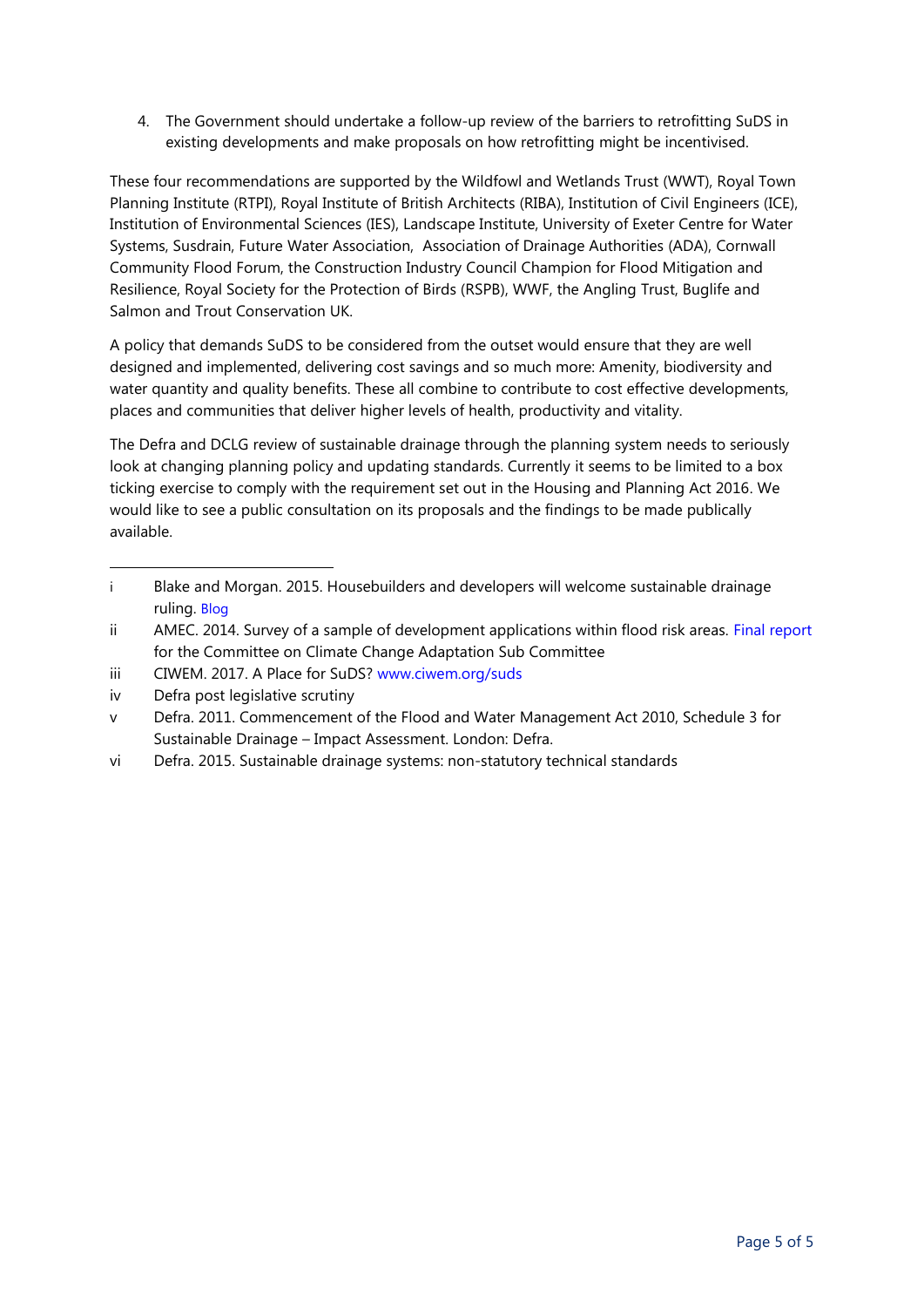4. The Government should undertake a follow-up review of the barriers to retrofitting SuDS in existing developments and make proposals on how retrofitting might be incentivised.

These four recommendations are supported by the Wildfowl and Wetlands Trust (WWT), Royal Town Planning Institute (RTPI), Royal Institute of British Architects (RIBA), Institution of Civil Engineers (ICE), Institution of Environmental Sciences (IES), Landscape Institute, University of Exeter Centre for Water Systems, Susdrain, Future Water Association, Association of Drainage Authorities (ADA), Cornwall Community Flood Forum, the Construction Industry Council Champion for Flood Mitigation and Resilience, Royal Society for the Protection of Birds (RSPB), WWF, the Angling Trust, Buglife and Salmon and Trout Conservation UK.

A policy that demands SuDS to be considered from the outset would ensure that they are well designed and implemented, delivering cost savings and so much more: Amenity, biodiversity and water quantity and quality benefits. These all combine to contribute to cost effective developments, places and communities that deliver higher levels of health, productivity and vitality.

The Defra and DCLG review of sustainable drainage through the planning system needs to seriously look at changing planning policy and updating standards. Currently it seems to be limited to a box ticking exercise to comply with the requirement set out in the Housing and Planning Act 2016. We would like to see a public consultation on its proposals and the findings to be made publically available.

---

i Blake and Morgan. 2015. Housebuilders and developers will welcome sustainable drainage ruling. Blog

ii AMEC. 2014. Survey of a sample of development applications within flood risk areas. Final report for the Committee on Climate Change Adaptation Sub Committee

iii CIWEM. 2017. A Place for SuDS? www.ciwem.org/suds

iv Defra post legislative scrutiny

v Defra. 2011. Commencement of the Flood and Water Management Act 2010, Schedule 3 for Sustainable Drainage – Impact Assessment. London: Defra.

vi Defra. 2015. Sustainable drainage systems: non-statutory technical standards